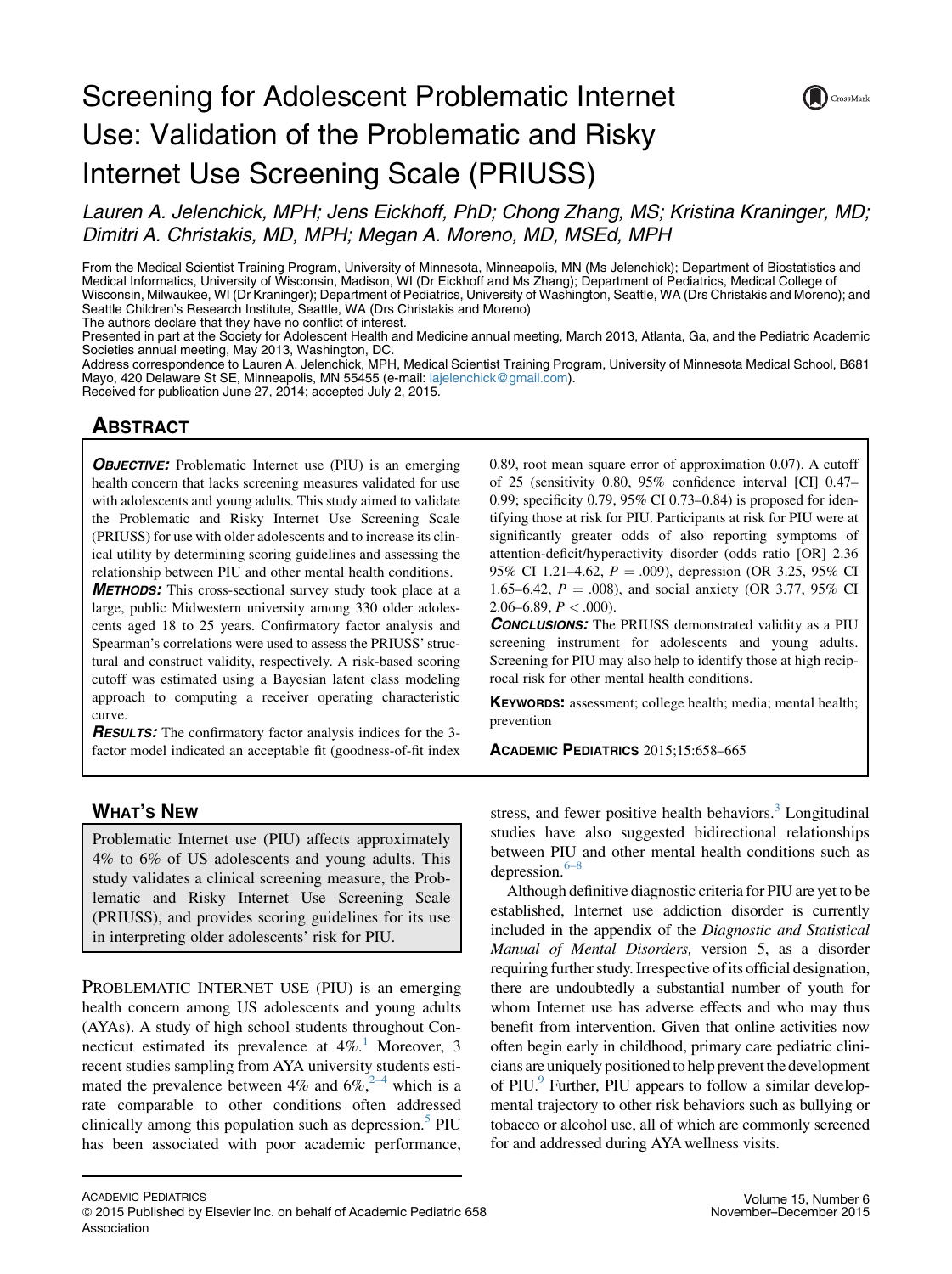# Screening for Adolescent Problematic Internet Use: Validation of the Problematic and Risky Internet Use Screening Scale (PRIUSS)

*Lauren A. Jelenchick, MPH; Jens Eickhoff, PhD; Chong Zhang, MS; Kristina Kraninger, MD; Dimitri A. Christakis, MD, MPH; Megan A. Moreno, MD, MSEd, MPH*

From the Medical Scientist Training Program, University of Minnesota, Minneapolis, MN (Ms Jelenchick); Department of Biostatistics and Medical Informatics, University of Wisconsin, Madison, WI (Dr Eickhoff and Ms Zhang); Department of Pediatrics, Medical College of Wisconsin, Milwaukee, WI (Dr Kraninger); Department of Pediatrics, University of Washington, Seattle, WA (Drs Christakis and Moreno); and Seattle Children's Research Institute, Seattle, WA (Drs Christakis and Moreno)

The authors declare that they have no conflict of interest.

Presented in part at the Society for Adolescent Health and Medicine annual meeting, March 2013, Atlanta, Ga, and the Pediatric Academic Societies annual meeting, May 2013, Washington, DC.

Address correspondence to Lauren A. Jelenchick, MPH, Medical Scientist Training Program, University of Minnesota Medical School, B681 Mayo, 420 Delaware St SE, Minneapolis, MN 55455 (e-mail: lajelenchick@gmail.com).

Received for publication June 27, 2014; accepted July 2, 2015.

## Abstract

**Objective:** Problematic Internet use (PIU) is an emerging health concern that lacks screening measures validated for use with adolescents and young adults. This study aimed to validate the Problematic and Risky Internet Use Screening Scale (PRIUSS) for use with older adolescents and to increase its clinical utility by determining scoring guidelines and assessing the relationship between PIU and other mental health conditions.

**Methods:** This cross-sectional survey study took place at a large, public Midwestern university among 330 older adolescents aged 18 to 25 years. Confirmatory factor analysis and Spearman's correlations were used to assess the PRIUSS' structural and construct validity, respectively. A risk-based scoring cutoff was estimated using a Bayesian latent class modeling approach to computing a receiver operating characteristic curve.

**Results:** The confirmatory factor analysis indices for the 3-factor model indicated an acceptable fit (goodness-of-fit index 0.89, root mean square error of approximation 0.07). A cutoff of 25 (sensitivity 0.80, 95% confidence interval [CI] 0.47–0.99; specificity 0.79, 95% CI 0.73–0.84) is proposed for identifying those at risk for PIU. Participants at risk for PIU were at significantly greater odds of also reporting symptoms of attention-deficit/hyperactivity disorder (odds ratio [OR] 2.36 95% CI 1.21–4.62, $P = .009$), depression (OR 3.25, 95% CI 1.65–6.42, $P = .008$), and social anxiety (OR 3.77, 95% CI 2.06–6.89, $P < .000$).

**Conclusions:** The PRIUSS demonstrated validity as a PIU screening instrument for adolescents and young adults. Screening for PIU may also help to identify those at high reciprocal risk for other mental health conditions.

**Keywords:** assessment; college health; media; mental health; prevention

## What's New

Problematic Internet use (PIU) affects approximately 4% to 6% of US adolescents and young adults. This study validates a clinical screening measure, the Problematic and Risky Internet Use Screening Scale (PRIUSS), and provides scoring guidelines for its use in interpreting older adolescents' risk for PIU.

Problematic Internet use (PIU) is an emerging health concern among US adolescents and young adults (AYAs). A study of high school students throughout Connecticut estimated its prevalence at 4%.[1] Moreover, 3 recent studies sampling from AYA university students estimated the prevalence between 4% and 6%,[2–4] which is a rate comparable to other conditions often addressed clinically among this population such as depression.[5] PIU has been associated with poor academic performance, stress, and fewer positive health behaviors.[3] Longitudinal studies have also suggested bidirectional relationships between PIU and other mental health conditions such as depression.[6–8]

Although definitive diagnostic criteria for PIU are yet to be established, Internet use addiction disorder is currently included in the appendix of the *Diagnostic and Statistical Manual of Mental Disorders,* version 5, as a disorder requiring further study. Irrespective of its official designation, there are undoubtedly a substantial number of youth for whom Internet use has adverse effects and who may thus benefit from intervention. Given that online activities now often begin early in childhood, primary care pediatric clinicians are uniquely positioned to help prevent the development of PIU.[9] Further, PIU appears to follow a similar developmental trajectory to other risk behaviors such as bullying or tobacco or alcohol use, all of which are commonly screened for and addressed during AYA wellness visits.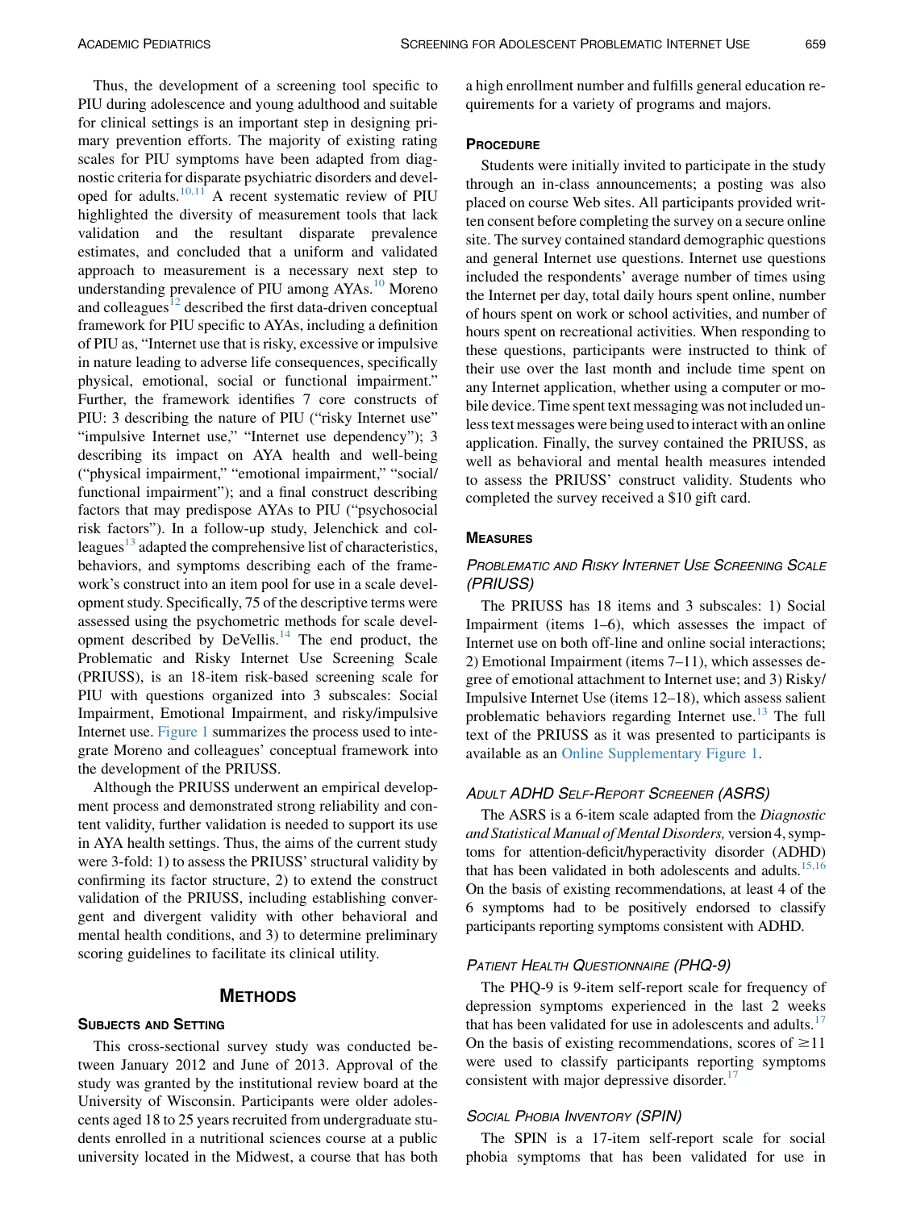Thus, the development of a screening tool specific to PIU during adolescence and young adulthood and suitable for clinical settings is an important step in designing primary prevention efforts. The majority of existing rating scales for PIU symptoms have been adapted from diagnostic criteria for disparate psychiatric disorders and developed for adults.[10,11] A recent systematic review of PIU highlighted the diversity of measurement tools that lack validation and the resultant disparate prevalence estimates, and concluded that a uniform and validated approach to measurement is a necessary next step to understanding prevalence of PIU among AYAs.[10] Moreno and colleagues[12] described the first data-driven conceptual framework for PIU specific to AYAs, including a definition of PIU as, "Internet use that is risky, excessive or impulsive in nature leading to adverse life consequences, specifically physical, emotional, social or functional impairment." Further, the framework identifies 7 core constructs of PIU: 3 describing the nature of PIU ("risky Internet use" "impulsive Internet use," "Internet use dependency"); 3 describing its impact on AYA health and well-being ("physical impairment," "emotional impairment," "social/functional impairment"); and a final construct describing factors that may predispose AYAs to PIU ("psychosocial risk factors"). In a follow-up study, Jelenchick and colleagues[13] adapted the comprehensive list of characteristics, behaviors, and symptoms describing each of the framework's construct into an item pool for use in a scale development study. Specifically, 75 of the descriptive terms were assessed using the psychometric methods for scale development described by DeVellis.[14] The end product, the Problematic and Risky Internet Use Screening Scale (PRIUSS), is an 18-item risk-based screening scale for PIU with questions organized into 3 subscales: Social Impairment, Emotional Impairment, and risky/impulsive Internet use. Figure 1 summarizes the process used to integrate Moreno and colleagues' conceptual framework into the development of the PRIUSS.

Although the PRIUSS underwent an empirical development process and demonstrated strong reliability and content validity, further validation is needed to support its use in AYA health settings. Thus, the aims of the current study were 3-fold: 1) to assess the PRIUSS' structural validity by confirming its factor structure, 2) to extend the construct validation of the PRIUSS, including establishing convergent and divergent validity with other behavioral and mental health conditions, and 3) to determine preliminary scoring guidelines to facilitate its clinical utility.

## Methods

### Subjects and Setting

This cross-sectional survey study was conducted between January 2012 and June of 2013. Approval of the study was granted by the institutional review board at the University of Wisconsin. Participants were older adolescents aged 18 to 25 years recruited from undergraduate students enrolled in a nutritional sciences course at a public university located in the Midwest, a course that has both a high enrollment number and fulfills general education requirements for a variety of programs and majors.

### Procedure

Students were initially invited to participate in the study through an in-class announcements; a posting was also placed on course Web sites. All participants provided written consent before completing the survey on a secure online site. The survey contained standard demographic questions and general Internet use questions. Internet use questions included the respondents' average number of times using the Internet per day, total daily hours spent online, number of hours spent on work or school activities, and number of hours spent on recreational activities. When responding to these questions, participants were instructed to think of their use over the last month and include time spent on any Internet application, whether using a computer or mobile device. Time spent text messaging was not included unless text messages were being used to interact with an online application. Finally, the survey contained the PRIUSS, as well as behavioral and mental health measures intended to assess the PRIUSS' construct validity. Students who completed the survey received a $10 gift card.

### Measures

#### *Problematic and Risky Internet Use Screening Scale (PRIUSS)*

The PRIUSS has 18 items and 3 subscales: 1) Social Impairment (items 1–6), which assesses the impact of Internet use on both off-line and online social interactions; 2) Emotional Impairment (items 7–11), which assesses degree of emotional attachment to Internet use; and 3) Risky/Impulsive Internet Use (items 12–18), which assess salient problematic behaviors regarding Internet use.[13] The full text of the PRIUSS as it was presented to participants is available as an Online Supplementary Figure 1.

#### *Adult ADHD Self-Report Screener (ASRS)*

The ASRS is a 6-item scale adapted from the *Diagnostic and Statistical Manual of Mental Disorders,* version 4, symptoms for attention-deficit/hyperactivity disorder (ADHD) that has been validated in both adolescents and adults.[15,16] On the basis of existing recommendations, at least 4 of the 6 symptoms had to be positively endorsed to classify participants reporting symptoms consistent with ADHD.

#### *Patient Health Questionnaire (PHQ-9)*

The PHQ-9 is 9-item self-report scale for frequency of depression symptoms experienced in the last 2 weeks that has been validated for use in adolescents and adults.[17] On the basis of existing recommendations, scores of ≥11 were used to classify participants reporting symptoms consistent with major depressive disorder.[17]

#### *Social Phobia Inventory (SPIN)*

The SPIN is a 17-item self-report scale for social phobia symptoms that has been validated for use in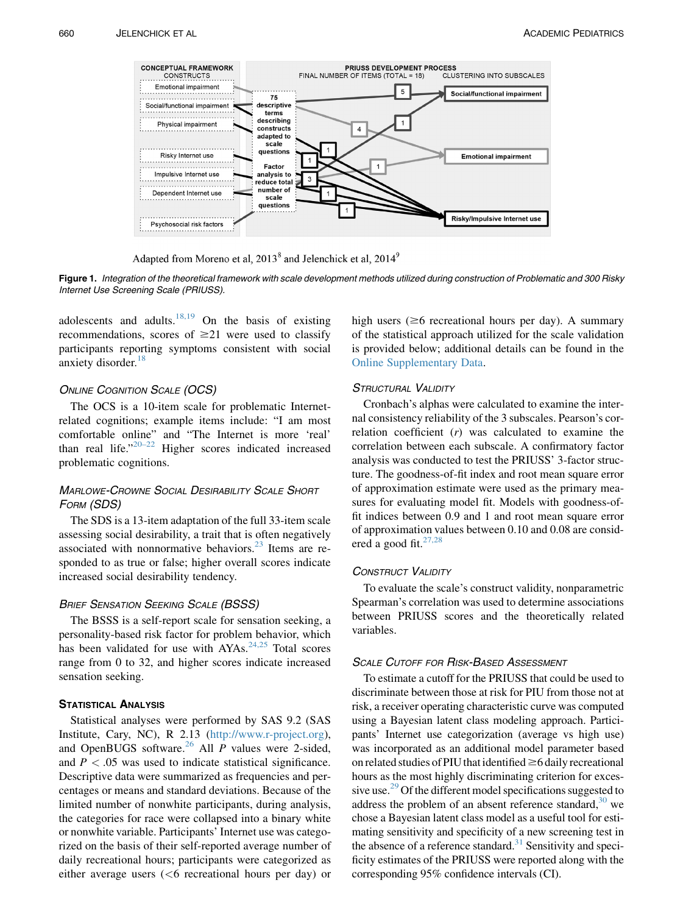CONCEPTUAL FRAMEWORK CONSTRUCTS | PRIUSS DEVELOPMENT PROCESS

Adapted from Moreno et al, 2013[8] and Jelenchick et al, 2014[9]

**Figure 1.** *Integration of the theoretical framework with scale development methods utilized during construction of Problematic and Risky Internet Use Screening Scale (PRIUSS).*

adolescents and adults.[18,19] On the basis of existing recommendations, scores of ≥21 were used to classify participants reporting symptoms consistent with social anxiety disorder.[18]

### Online Cognition Scale (OCS)

The OCS is a 10-item scale for problematic Internet-related cognitions; example items include: "I am most comfortable online" and "The Internet is more 'real' than real life."[20–22] Higher scores indicated increased problematic cognitions.

### Marlowe-Crowne Social Desirability Scale Short Form (SDS)

The SDS is a 13-item adaptation of the full 33-item scale assessing social desirability, a trait that is often negatively associated with nonnormative behaviors.[23] Items are responded to as true or false; higher overall scores indicate increased social desirability tendency.

### Brief Sensation Seeking Scale (BSSS)

The BSSS is a self-report scale for sensation seeking, a personality-based risk factor for problem behavior, which has been validated for use with AYAs.[24,25] Total scores range from 0 to 32, and higher scores indicate increased sensation seeking.

## Statistical Analysis

Statistical analyses were performed by SAS 9.2 (SAS Institute, Cary, NC), R 2.13 (http://www.r-project.org), and OpenBUGS software.[26] All $P$ values were 2-sided, and $P < .05$ was used to indicate statistical significance. Descriptive data were summarized as frequencies and percentages or means and standard deviations. Because of the limited number of nonwhite participants, during analysis, the categories for race were collapsed into a binary white or nonwhite variable. Participants' Internet use was categorized on the basis of their self-reported average number of daily recreational hours; participants were categorized as either average users (<6 recreational hours per day) or high users (≥6 recreational hours per day). A summary of the statistical approach utilized for the scale validation is provided below; additional details can be found in the Online Supplementary Data.

### Structural Validity

Cronbach's alphas were calculated to examine the internal consistency reliability of the 3 subscales. Pearson's correlation coefficient ($r$) was calculated to examine the correlation between each subscale. A confirmatory factor analysis was conducted to test the PRIUSS' 3-factor structure. The goodness-of-fit index and root mean square error of approximation estimate were used as the primary measures for evaluating model fit. Models with goodness-of-fit indices between 0.9 and 1 and root mean square error of approximation values between 0.10 and 0.08 are considered a good fit.[27,28]

### Construct Validity

To evaluate the scale's construct validity, nonparametric Spearman's correlation was used to determine associations between PRIUSS scores and the theoretically related variables.

### Scale Cutoff for Risk-Based Assessment

To estimate a cutoff for the PRIUSS that could be used to discriminate between those at risk for PIU from those not at risk, a receiver operating characteristic curve was computed using a Bayesian latent class modeling approach. Participants' Internet use categorization (average vs high use) was incorporated as an additional model parameter based on related studies of PIU that identified ≥6 daily recreational hours as the most highly discriminating criterion for excessive use.[29] Of the different model specifications suggested to address the problem of an absent reference standard,[30] we chose a Bayesian latent class model as a useful tool for estimating sensitivity and specificity of a new screening test in the absence of a reference standard.[31] Sensitivity and specificity estimates of the PRIUSS were reported along with the corresponding 95% confidence intervals (CI).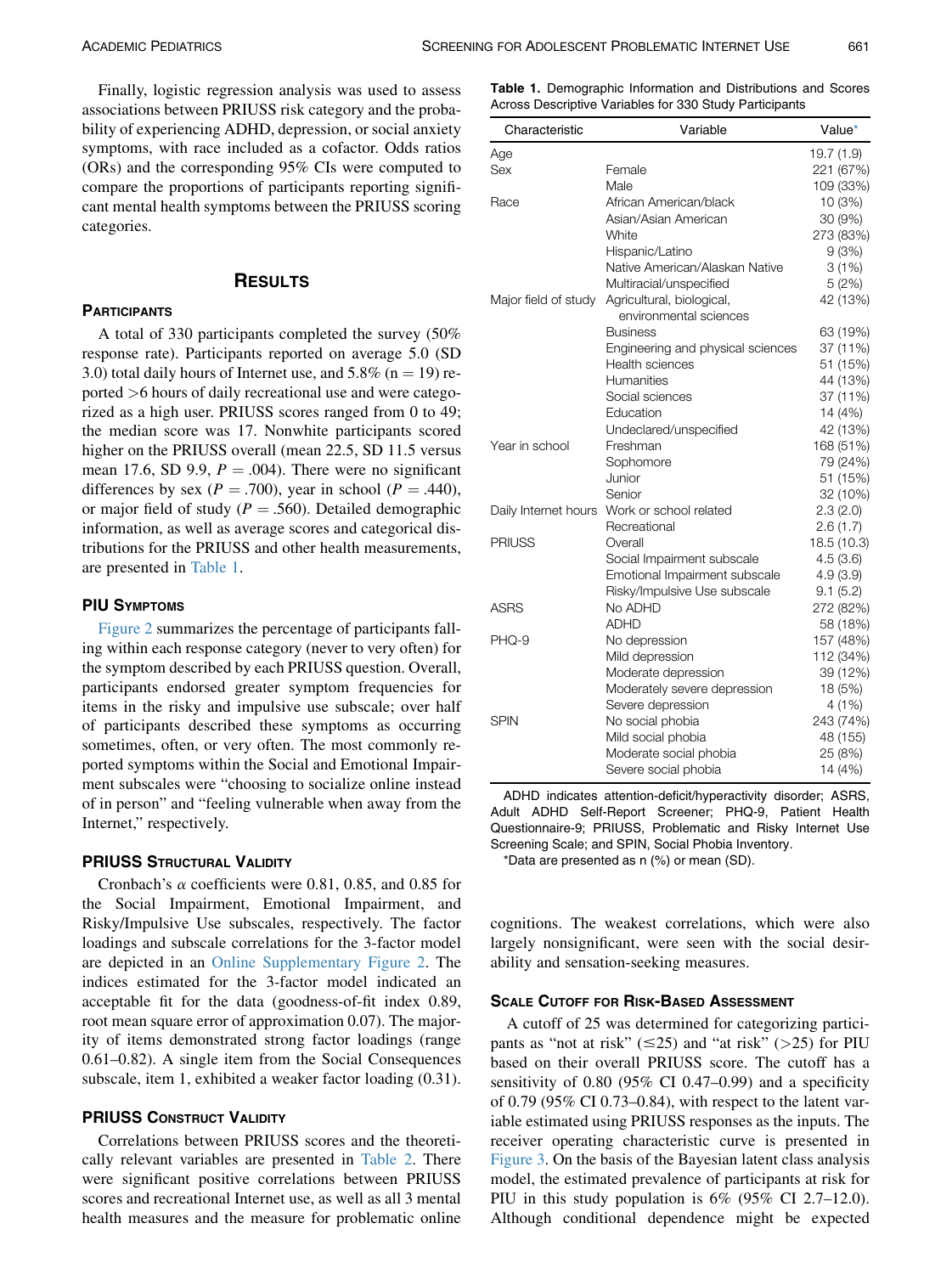Finally, logistic regression analysis was used to assess associations between PRIUSS risk category and the probability of experiencing ADHD, depression, or social anxiety symptoms, with race included as a cofactor. Odds ratios (ORs) and the corresponding 95% CIs were computed to compare the proportions of participants reporting significant mental health symptoms between the PRIUSS scoring categories.

## Results

### Participants

A total of 330 participants completed the survey (50% response rate). Participants reported on average 5.0 (SD 3.0) total daily hours of Internet use, and 5.8% (n = 19) reported >6 hours of daily recreational use and were categorized as a high user. PRIUSS scores ranged from 0 to 49; the median score was 17. Nonwhite participants scored higher on the PRIUSS overall (mean 22.5, SD 11.5 versus mean 17.6, SD 9.9, $P = .004$). There were no significant differences by sex ($P = .700$), year in school ($P = .440$), or major field of study ($P = .560$). Detailed demographic information, as well as average scores and categorical distributions for the PRIUSS and other health measurements, are presented in Table 1.

### PIU Symptoms

Figure 2 summarizes the percentage of participants falling within each response category (never to very often) for the symptom described by each PRIUSS question. Overall, participants endorsed greater symptom frequencies for items in the risky and impulsive use subscale; over half of participants described these symptoms as occurring sometimes, often, or very often. The most commonly reported symptoms within the Social and Emotional Impairment subscales were "choosing to socialize online instead of in person" and "feeling vulnerable when away from the Internet," respectively.

### PRIUSS Structural Validity

Cronbach's $\alpha$ coefficients were 0.81, 0.85, and 0.85 for the Social Impairment, Emotional Impairment, and Risky/Impulsive Use subscales, respectively. The factor loadings and subscale correlations for the 3-factor model are depicted in an Online Supplementary Figure 2. The indices estimated for the 3-factor model indicated an acceptable fit for the data (goodness-of-fit index 0.89, root mean square error of approximation 0.07). The majority of items demonstrated strong factor loadings (range 0.61–0.82). A single item from the Social Consequences subscale, item 1, exhibited a weaker factor loading (0.31).

### PRIUSS Construct Validity

Correlations between PRIUSS scores and the theoretically relevant variables are presented in Table 2. There were significant positive correlations between PRIUSS scores and recreational Internet use, as well as all 3 mental health measures and the measure for problematic online cognitions. The weakest correlations, which were also largely nonsignificant, were seen with the social desirability and sensation-seeking measures.

**Table 1.** Demographic Information and Distributions and Scores Across Descriptive Variables for 330 Study Participants

| Characteristic | Variable | Value* |
|---|---|---|
| Age | | 19.7 (1.9) |
| Sex | Female | 221 (67%) |
| | Male | 109 (33%) |
| Race | African American/black | 10 (3%) |
| | Asian/Asian American | 30 (9%) |
| | White | 273 (83%) |
| | Hispanic/Latino | 9 (3%) |
| | Native American/Alaskan Native | 3 (1%) |
| | Multiracial/unspecified | 5 (2%) |
| Major field of study | Agricultural, biological, environmental sciences | 42 (13%) |
| | Business | 63 (19%) |
| | Engineering and physical sciences | 37 (11%) |
| | Health sciences | 51 (15%) |
| | Humanities | 44 (13%) |
| | Social sciences | 37 (11%) |
| | Education | 14 (4%) |
| | Undeclared/unspecified | 42 (13%) |
| Year in school | Freshman | 168 (51%) |
| | Sophomore | 79 (24%) |
| | Junior | 51 (15%) |
| | Senior | 32 (10%) |
| Daily Internet hours | Work or school related | 2.3 (2.0) |
| | Recreational | 2.6 (1.7) |
| PRIUSS | Overall | 18.5 (10.3) |
| | Social Impairment subscale | 4.5 (3.6) |
| | Emotional Impairment subscale | 4.9 (3.9) |
| | Risky/Impulsive Use subscale | 9.1 (5.2) |
| ASRS | No ADHD | 272 (82%) |
| | ADHD | 58 (18%) |
| PHQ-9 | No depression | 157 (48%) |
| | Mild depression | 112 (34%) |
| | Moderate depression | 39 (12%) |
| | Moderately severe depression | 18 (5%) |
| | Severe depression | 4 (1%) |
| SPIN | No social phobia | 243 (74%) |
| | Mild social phobia | 48 (155) |
| | Moderate social phobia | 25 (8%) |
| | Severe social phobia | 14 (4%) |

ADHD indicates attention-deficit/hyperactivity disorder; ASRS, Adult ADHD Self-Report Screener; PHQ-9, Patient Health Questionnaire-9; PRIUSS, Problematic and Risky Internet Use Screening Scale; and SPIN, Social Phobia Inventory.

*Data are presented as n (%) or mean (SD).

### Scale Cutoff for Risk-Based Assessment

A cutoff of 25 was determined for categorizing participants as "not at risk" (≤25) and "at risk" (>25) for PIU based on their overall PRIUSS score. The cutoff has a sensitivity of 0.80 (95% CI 0.47–0.99) and a specificity of 0.79 (95% CI 0.73–0.84), with respect to the latent variable estimated using PRIUSS responses as the inputs. The receiver operating characteristic curve is presented in Figure 3. On the basis of the Bayesian latent class analysis model, the estimated prevalence of participants at risk for PIU in this study population is 6% (95% CI 2.7–12.0). Although conditional dependence might be expected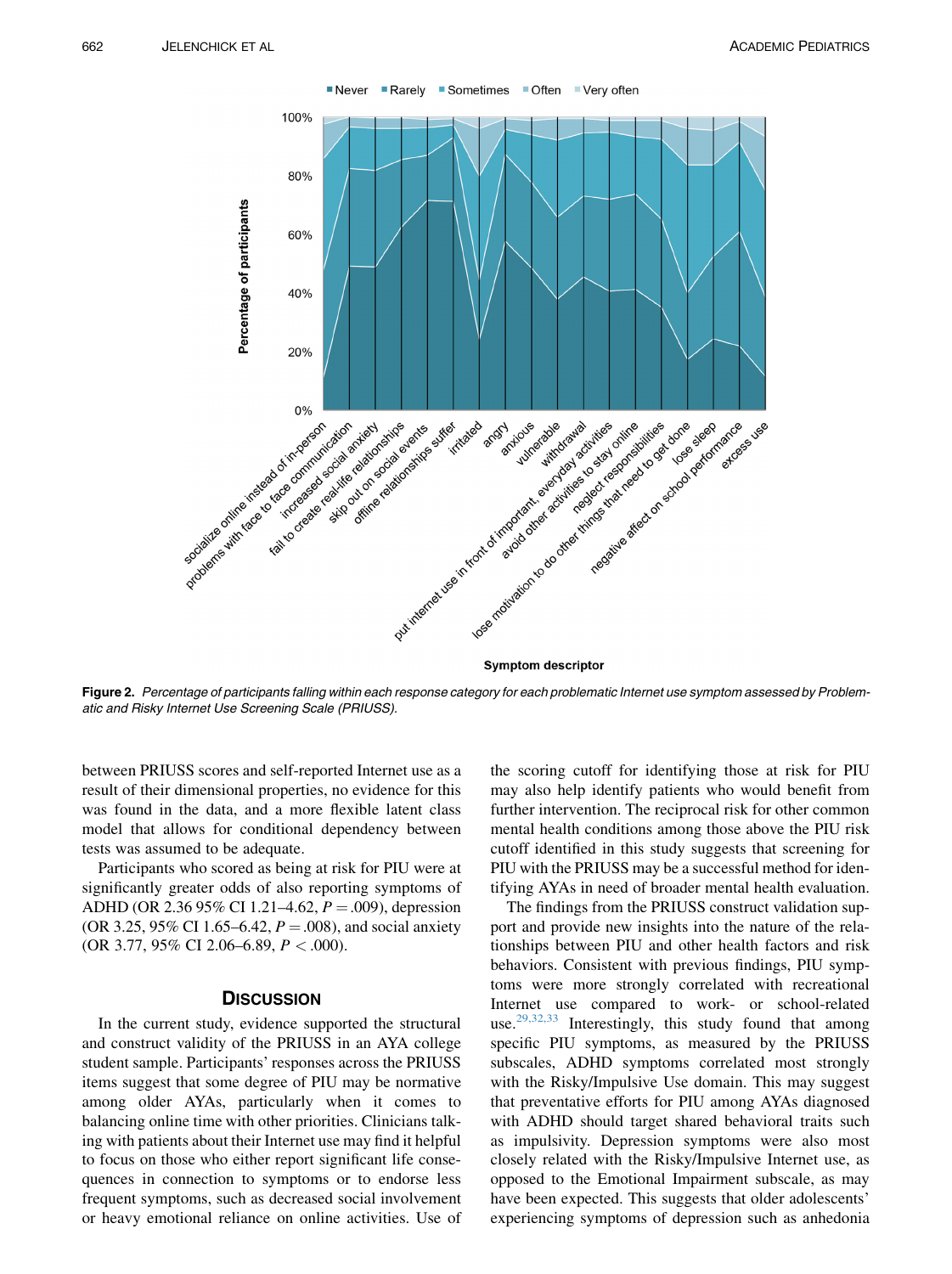**Figure 2.** *Percentage of participants falling within each response category for each problematic Internet use symptom assessed by Problematic and Risky Internet Use Screening Scale (PRIUSS).*

between PRIUSS scores and self-reported Internet use as a result of their dimensional properties, no evidence for this was found in the data, and a more flexible latent class model that allows for conditional dependency between tests was assumed to be adequate.

Participants who scored as being at risk for PIU were at significantly greater odds of also reporting symptoms of ADHD (OR 2.36 95% CI 1.21–4.62, $P = .009$), depression (OR 3.25, 95% CI 1.65–6.42, $P = .008$), and social anxiety (OR 3.77, 95% CI 2.06–6.89, $P < .000$).

## Discussion

In the current study, evidence supported the structural and construct validity of the PRIUSS in an AYA college student sample. Participants' responses across the PRIUSS items suggest that some degree of PIU may be normative among older AYAs, particularly when it comes to balancing online time with other priorities. Clinicians talking with patients about their Internet use may find it helpful to focus on those who either report significant life consequences in connection to symptoms or to endorse less frequent symptoms, such as decreased social involvement or heavy emotional reliance on online activities. Use of the scoring cutoff for identifying those at risk for PIU may also help identify patients who would benefit from further intervention. The reciprocal risk for other common mental health conditions among those above the PIU risk cutoff identified in this study suggests that screening for PIU with the PRIUSS may be a successful method for identifying AYAs in need of broader mental health evaluation.

The findings from the PRIUSS construct validation support and provide new insights into the nature of the relationships between PIU and other health factors and risk behaviors. Consistent with previous findings, PIU symptoms were more strongly correlated with recreational Internet use compared to work- or school-related use.[29,32,33] Interestingly, this study found that among specific PIU symptoms, as measured by the PRIUSS subscales, ADHD symptoms correlated most strongly with the Risky/Impulsive Use domain. This may suggest that preventative efforts for PIU among AYAs diagnosed with ADHD should target shared behavioral traits such as impulsivity. Depression symptoms were also most closely related with the Risky/Impulsive Internet use, as opposed to the Emotional Impairment subscale, as may have been expected. This suggests that older adolescents' experiencing symptoms of depression such as anhedonia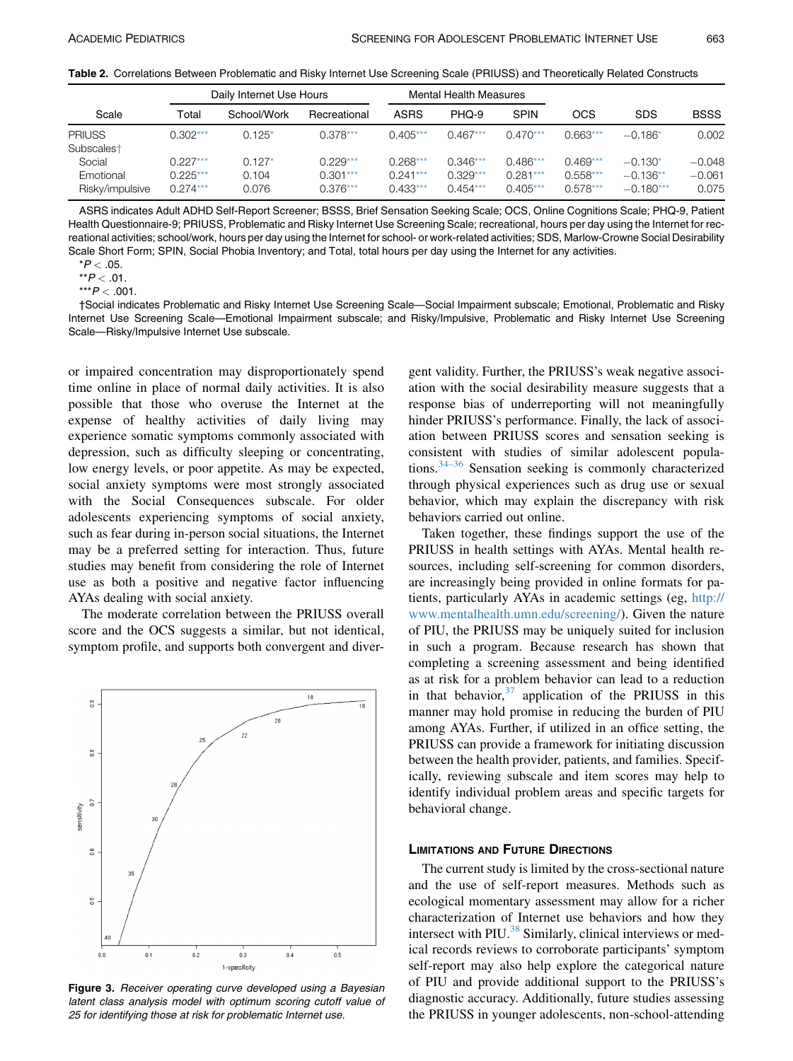**Table 2.** Correlations Between Problematic and Risky Internet Use Screening Scale (PRIUSS) and Theoretically Related Constructs

| Scale | Daily Internet Use Hours | | | Mental Health Measures | | | | | |
|---|---|---|---|---|---|---|---|---|---|
| | Total | School/Work | Recreational | ASRS | PHQ-9 | SPIN | OCS | SDS | BSSS |
| PRIUSS | 0.302*** | 0.125* | 0.378*** | 0.405*** | 0.467*** | 0.470*** | 0.663*** | −0.186* | 0.002 |
| Subscales† | | | | | | | | | |
| Social | 0.227*** | 0.127* | 0.229*** | 0.268*** | 0.346*** | 0.486*** | 0.469*** | −0.130* | −0.048 |
| Emotional | 0.225*** | 0.104 | 0.301*** | 0.241*** | 0.329*** | 0.281*** | 0.558*** | −0.136** | −0.061 |
| Risky/impulsive | 0.274*** | 0.076 | 0.376*** | 0.433*** | 0.454*** | 0.405*** | 0.578*** | −0.180*** | 0.075 |

ASRS indicates Adult ADHD Self-Report Screener; BSSS, Brief Sensation Seeking Scale; OCS, Online Cognitions Scale; PHQ-9, Patient Health Questionnaire-9; PRIUSS, Problematic and Risky Internet Use Screening Scale; recreational, hours per day using the Internet for recreational activities; school/work, hours per day using the Internet for school- or work-related activities; SDS, Marlow-Crowne Social Desirability Scale Short Form; SPIN, Social Phobia Inventory; and Total, total hours per day using the Internet for any activities.

*$P < .05$.

**$P < .01$.

***$P < .001$.

†Social indicates Problematic and Risky Internet Use Screening Scale—Social Impairment subscale; Emotional, Problematic and Risky Internet Use Screening Scale—Emotional Impairment subscale; and Risky/Impulsive, Problematic and Risky Internet Use Screening Scale—Risky/Impulsive Internet Use subscale.

or impaired concentration may disproportionately spend time online in place of normal daily activities. It is also possible that those who overuse the Internet at the expense of healthy activities of daily living may experience somatic symptoms commonly associated with depression, such as difficulty sleeping or concentrating, low energy levels, or poor appetite. As may be expected, social anxiety symptoms were most strongly associated with the Social Consequences subscale. For older adolescents experiencing symptoms of social anxiety, such as fear during in-person social situations, the Internet may be a preferred setting for interaction. Thus, future studies may benefit from considering the role of Internet use as both a positive and negative factor influencing AYAs dealing with social anxiety.

The moderate correlation between the PRIUSS overall score and the OCS suggests a similar, but not identical, symptom profile, and supports both convergent and divergent validity. Further, the PRIUSS's weak negative association with the social desirability measure suggests that a response bias of underreporting will not meaningfully hinder PRIUSS's performance. Finally, the lack of association between PRIUSS scores and sensation seeking is consistent with studies of similar adolescent populations.[34–36] Sensation seeking is commonly characterized through physical experiences such as drug use or sexual behavior, which may explain the discrepancy with risk behaviors carried out online.

**Figure 3.** *Receiver operating curve developed using a Bayesian latent class analysis model with optimum scoring cutoff value of 25 for identifying those at risk for problematic Internet use.*

Taken together, these findings support the use of the PRIUSS in health settings with AYAs. Mental health resources, including self-screening for common disorders, are increasingly being provided in online formats for patients, particularly AYAs in academic settings (eg, http://www.mentalhealth.umn.edu/screening/). Given the nature of PIU, the PRIUSS may be uniquely suited for inclusion in such a program. Because research has shown that completing a screening assessment and being identified as at risk for a problem behavior can lead to a reduction in that behavior,[37] application of the PRIUSS in this manner may hold promise in reducing the burden of PIU among AYAs. Further, if utilized in an office setting, the PRIUSS can provide a framework for initiating discussion between the health provider, patients, and families. Specifically, reviewing subscale and item scores may help to identify individual problem areas and specific targets for behavioral change.

## Limitations and Future Directions

The current study is limited by the cross-sectional nature and the use of self-report measures. Methods such as ecological momentary assessment may allow for a richer characterization of Internet use behaviors and how they intersect with PIU.[38] Similarly, clinical interviews or medical records reviews to corroborate participants' symptom self-report may also help explore the categorical nature of PIU and provide additional support to the PRIUSS's diagnostic accuracy. Additionally, future studies assessing the PRIUSS in younger adolescents, non-school-attending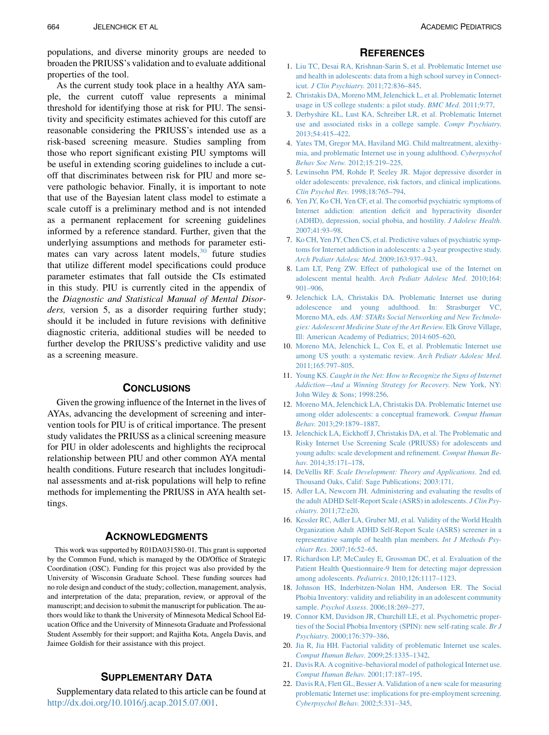populations, and diverse minority groups are needed to broaden the PRIUSS's validation and to evaluate additional properties of the tool.

As the current study took place in a healthy AYA sample, the current cutoff value represents a minimal threshold for identifying those at risk for PIU. The sensitivity and specificity estimates achieved for this cutoff are reasonable considering the PRIUSS's intended use as a risk-based screening measure. Studies sampling from those who report significant existing PIU symptoms will be useful in extending scoring guidelines to include a cutoff that discriminates between risk for PIU and more severe pathologic behavior. Finally, it is important to note that use of the Bayesian latent class model to estimate a scale cutoff is a preliminary method and is not intended as a permanent replacement for screening guidelines informed by a reference standard. Further, given that the underlying assumptions and methods for parameter estimates can vary across latent models,[30] future studies that utilize different model specifications could produce parameter estimates that fall outside the CIs estimated in this study. PIU is currently cited in the appendix of the *Diagnostic and Statistical Manual of Mental Disorders,* version 5, as a disorder requiring further study; should it be included in future revisions with definitive diagnostic criteria, additional studies will be needed to further develop the PRIUSS's predictive validity and use as a screening measure.

## Conclusions

Given the growing influence of the Internet in the lives of AYAs, advancing the development of screening and intervention tools for PIU is of critical importance. The present study validates the PRIUSS as a clinical screening measure for PIU in older adolescents and highlights the reciprocal relationship between PIU and other common AYA mental health conditions. Future research that includes longitudinal assessments and at-risk populations will help to refine methods for implementing the PRIUSS in AYA health settings.

## Acknowledgments

This work was supported by R01DA031580-01. This grant is supported by the Common Fund, which is managed by the OD/Office of Strategic Coordination (OSC). Funding for this project was also provided by the University of Wisconsin Graduate School. These funding sources had no role design and conduct of the study; collection, management, analysis, and interpretation of the data; preparation, review, or approval of the manuscript; and decision to submit the manuscript for publication. The authors would like to thank the University of Minnesota Medical School Education Office and the University of Minnesota Graduate and Professional Student Assembly for their support; and Rajitha Kota, Angela Davis, and Jaimee Goldish for their assistance with this project.

## Supplementary Data

Supplementary data related to this article can be found at http://dx.doi.org/10.1016/j.acap.2015.07.001.

## References

1. Liu TC, Desai RA, Krishnan-Sarin S, et al. Problematic Internet use and health in adolescents: data from a high school survey in Connecticut. *J Clin Psychiatry.* 2011;72:836–845.
2. Christakis DA, Moreno MM, Jelenchick L, et al. Problematic Internet usage in US college students: a pilot study. *BMC Med.* 2011;9:77.
3. Derbyshire KL, Lust KA, Schreiber LR, et al. Problematic Internet use and associated risks in a college sample. *Compr Psychiatry.* 2013;54:415–422.
4. Yates TM, Gregor MA, Haviland MG. Child maltreatment, alexithymia, and problematic Internet use in young adulthood. *Cyberpsychol Behav Soc Netw.* 2012;15:219–225.
5. Lewinsohn PM, Rohde P, Seeley JR. Major depressive disorder in older adolescents: prevalence, risk factors, and clinical implications. *Clin Psychol Rev.* 1998;18:765–794.
6. Yen JY, Ko CH, Yen CF, et al. The comorbid psychiatric symptoms of Internet addiction: attention deficit and hyperactivity disorder (ADHD), depression, social phobia, and hostility. *J Adolesc Health.* 2007;41:93–98.
7. Ko CH, Yen JY, Chen CS, et al. Predictive values of psychiatric symptoms for Internet addiction in adolescents: a 2-year prospective study. *Arch Pediatr Adolesc Med.* 2009;163:937–943.
8. Lam LT, Peng ZW. Effect of pathological use of the Internet on adolescent mental health. *Arch Pediatr Adolesc Med.* 2010;164:901–906.
9. Jelenchick LA, Christakis DA. Problematic Internet use during adolescence and young adulthood. In: Strasburger VC, Moreno MA, eds. *AM: STARs Social Networking and New Technologies: Adolescent Medicine State of the Art Review.* Elk Grove Village, Ill: American Academy of Pediatrics; 2014:605–620.
10. Moreno MA, Jelenchick L, Cox E, et al. Problematic Internet use among US youth: a systematic review. *Arch Pediatr Adolesc Med.* 2011;165:797–805.
11. Young KS. *Caught in the Net: How to Recognize the Signs of Internet Addiction—And a Winning Strategy for Recovery.* New York, NY: John Wiley & Sons; 1998:256.
12. Moreno MA, Jelenchick LA, Christakis DA. Problematic Internet use among older adolescents: a conceptual framework. *Comput Human Behav.* 2013;29:1879–1887.
13. Jelenchick LA, Eickhoff J, Christakis DA, et al. The Problematic and Risky Internet Use Screening Scale (PRIUSS) for adolescents and young adults: scale development and refinement. *Comput Human Behav.* 2014;35:171–178.
14. DeVellis RF. *Scale Development: Theory and Applications.* 2nd ed. Thousand Oaks, Calif: Sage Publications; 2003:171.
15. Adler LA, Newcorn JH. Administering and evaluating the results of the adult ADHD Self-Report Scale (ASRS) in adolescents. *J Clin Psychiatry.* 2011;72:e20.
16. Kessler RC, Adler LA, Gruber MJ, et al. Validity of the World Health Organization Adult ADHD Self-Report Scale (ASRS) screener in a representative sample of health plan members. *Int J Methods Psychiatr Res.* 2007;16:52–65.
17. Richardson LP, McCauley E, Grossman DC, et al. Evaluation of the Patient Health Questionnaire-9 Item for detecting major depression among adolescents. *Pediatrics.* 2010;126:1117–1123.
18. Johnson HS, Inderbitzen-Nolan HM, Anderson ER. The Social Phobia Inventory: validity and reliability in an adolescent community sample. *Psychol Assess.* 2006;18:269–277.
19. Connor KM, Davidson JR, Churchill LE, et al. Psychometric properties of the Social Phobia Inventory (SPIN): new self-rating scale. *Br J Psychiatry.* 2000;176:379–386.
20. Jia R, Jia HH. Factorial validity of problematic Internet use scales. *Comput Human Behav.* 2009;25:1335–1342.
21. Davis RA. A cognitive–behavioral model of pathological Internet use. *Comput Human Behav.* 2001;17:187–195.
22. Davis RA, Flett GL, Besser A. Validation of a new scale for measuring problematic Internet use: implications for pre-employment screening. *Cyberpsychol Behav.* 2002;5:331–345.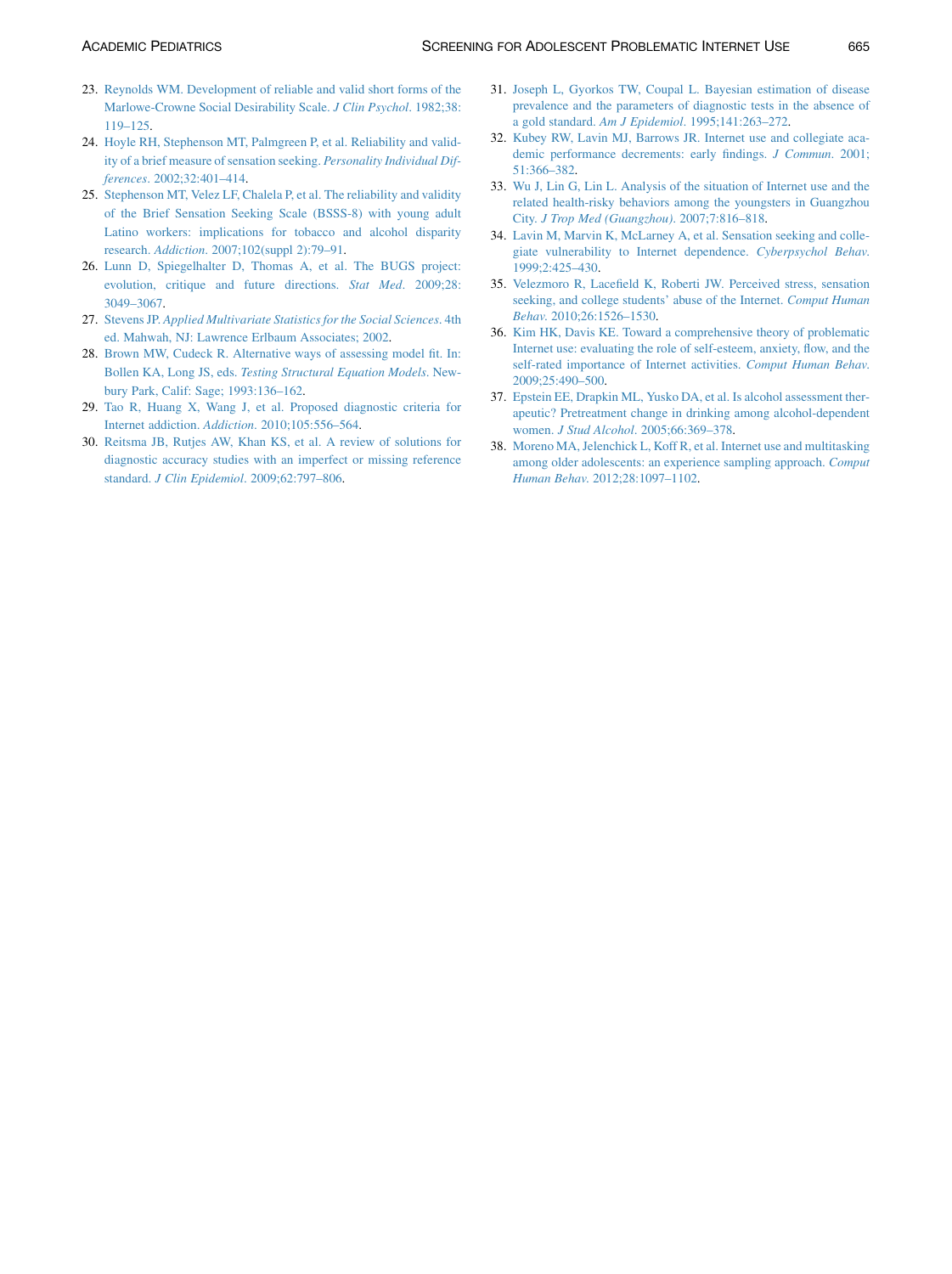23. Reynolds WM. Development of reliable and valid short forms of the Marlowe-Crowne Social Desirability Scale. *J Clin Psychol*. 1982;38: 119–125.
24. Hoyle RH, Stephenson MT, Palmgreen P, et al. Reliability and validity of a brief measure of sensation seeking. *Personality Individual Differences*. 2002;32:401–414.
25. Stephenson MT, Velez LF, Chalela P, et al. The reliability and validity of the Brief Sensation Seeking Scale (BSSS-8) with young adult Latino workers: implications for tobacco and alcohol disparity research. *Addiction*. 2007;102(suppl 2):79–91.
26. Lunn D, Spiegelhalter D, Thomas A, et al. The BUGS project: evolution, critique and future directions. *Stat Med*. 2009;28: 3049–3067.
27. Stevens JP. *Applied Multivariate Statistics for the Social Sciences*. 4th ed. Mahwah, NJ: Lawrence Erlbaum Associates; 2002.
28. Brown MW, Cudeck R. Alternative ways of assessing model fit. In: Bollen KA, Long JS, eds. *Testing Structural Equation Models*. Newbury Park, Calif: Sage; 1993:136–162.
29. Tao R, Huang X, Wang J, et al. Proposed diagnostic criteria for Internet addiction. *Addiction*. 2010;105:556–564.
30. Reitsma JB, Rutjes AW, Khan KS, et al. A review of solutions for diagnostic accuracy studies with an imperfect or missing reference standard. *J Clin Epidemiol*. 2009;62:797–806.
31. Joseph L, Gyorkos TW, Coupal L. Bayesian estimation of disease prevalence and the parameters of diagnostic tests in the absence of a gold standard. *Am J Epidemiol*. 1995;141:263–272.
32. Kubey RW, Lavin MJ, Barrows JR. Internet use and collegiate academic performance decrements: early findings. *J Commun*. 2001; 51:366–382.
33. Wu J, Lin G, Lin L. Analysis of the situation of Internet use and the related health-risky behaviors among the youngsters in Guangzhou City. *J Trop Med (Guangzhou)*. 2007;7:816–818.
34. Lavin M, Marvin K, McLarney A, et al. Sensation seeking and collegiate vulnerability to Internet dependence. *Cyberpsychol Behav*. 1999;2:425–430.
35. Velezmoro R, Lacefield K, Roberti JW. Perceived stress, sensation seeking, and college students' abuse of the Internet. *Comput Human Behav*. 2010;26:1526–1530.
36. Kim HK, Davis KE. Toward a comprehensive theory of problematic Internet use: evaluating the role of self-esteem, anxiety, flow, and the self-rated importance of Internet activities. *Comput Human Behav*. 2009;25:490–500.
37. Epstein EE, Drapkin ML, Yusko DA, et al. Is alcohol assessment therapeutic? Pretreatment change in drinking among alcohol-dependent women. *J Stud Alcohol*. 2005;66:369–378.
38. Moreno MA, Jelenchick L, Koff R, et al. Internet use and multitasking among older adolescents: an experience sampling approach. *Comput Human Behav*. 2012;28:1097–1102.